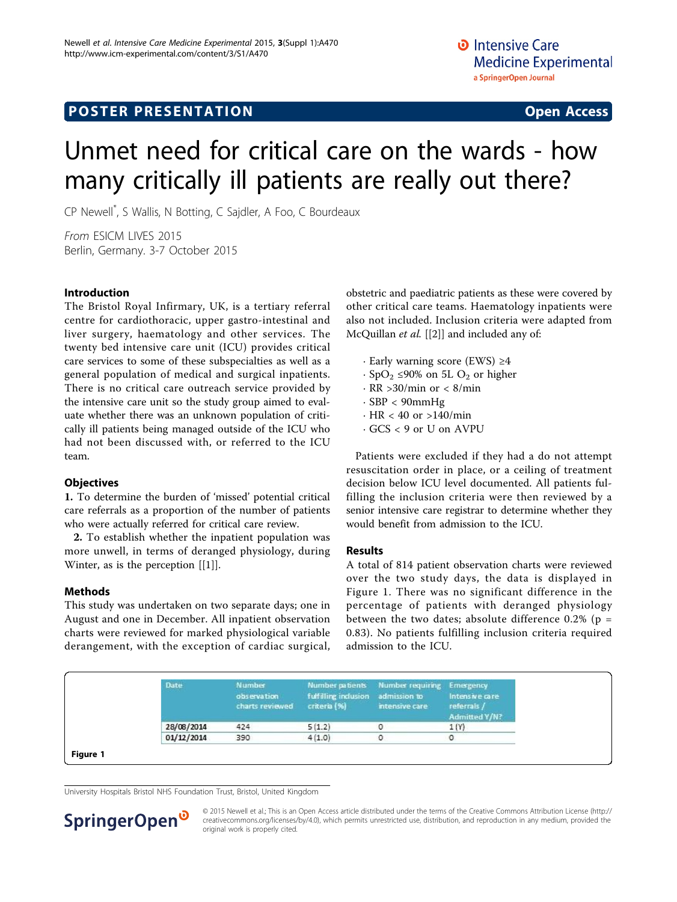POSTER PRESENTATION

Open Access

# Unmet need for critical care on the wards - how many critically ill patients are really out there?

CP Newell*, S Wallis, N Botting, C Sajdler, A Foo, C Bourdeaux

*From* ESICM LIVES 2015
Berlin, Germany. 3-7 October 2015

## Introduction

The Bristol Royal Infirmary, UK, is a tertiary referral centre for cardiothoracic, upper gastro-intestinal and liver surgery, haematology and other services. The twenty bed intensive care unit (ICU) provides critical care services to some of these subspecialties as well as a general population of medical and surgical inpatients. There is no critical care outreach service provided by the intensive care unit so the study group aimed to evaluate whether there was an unknown population of critically ill patients being managed outside of the ICU who had not been discussed with, or referred to the ICU team.

## Objectives

**1.** To determine the burden of 'missed' potential critical care referrals as a proportion of the number of patients who were actually referred for critical care review.

**2.** To establish whether the inpatient population was more unwell, in terms of deranged physiology, during Winter, as is the perception [[1]].

## Methods

This study was undertaken on two separate days; one in August and one in December. All inpatient observation charts were reviewed for marked physiological variable derangement, with the exception of cardiac surgical, obstetric and paediatric patients as these were covered by other critical care teams. Haematology inpatients were also not included. Inclusion criteria were adapted from McQuillan *et al.* [[2]] and included any of:

- Early warning score (EWS) ≥4
- $SpO_2$ ≤90% on 5L $O_2$ or higher
- RR >30/min or < 8/min
- SBP < 90mmHg
- HR < 40 or >140/min
- GCS < 9 or U on AVPU

Patients were excluded if they had a do not attempt resuscitation order in place, or a ceiling of treatment decision below ICU level documented. All patients fulfilling the inclusion criteria were then reviewed by a senior intensive care registrar to determine whether they would benefit from admission to the ICU.

## Results

A total of 814 patient observation charts were reviewed over the two study days, the data is displayed in Figure 1. There was no significant difference in the percentage of patients with deranged physiology between the two dates; absolute difference 0.2% ($p = 0.83$). No patients fulfilling inclusion criteria required admission to the ICU.

| Date | Number observation charts reviewed | Number patients fulfilling inclusion criteria (%) | Number requiring admission to intensive care | Emergency Intensive care referrals / Admitted Y/N? |
|---|---|---|---|---|
| 28/08/2014 | 424 | 5 (1.2) | 0 | 1 (Y) |
| 01/12/2014 | 390 | 4 (1.0) | 0 | 0 |

**Figure 1**

University Hospitals Bristol NHS Foundation Trust, Bristol, United Kingdom

© 2015 Newell et al.; This is an Open Access article distributed under the terms of the Creative Commons Attribution License (http://creativecommons.org/licenses/by/4.0), which permits unrestricted use, distribution, and reproduction in any medium, provided the original work is properly cited.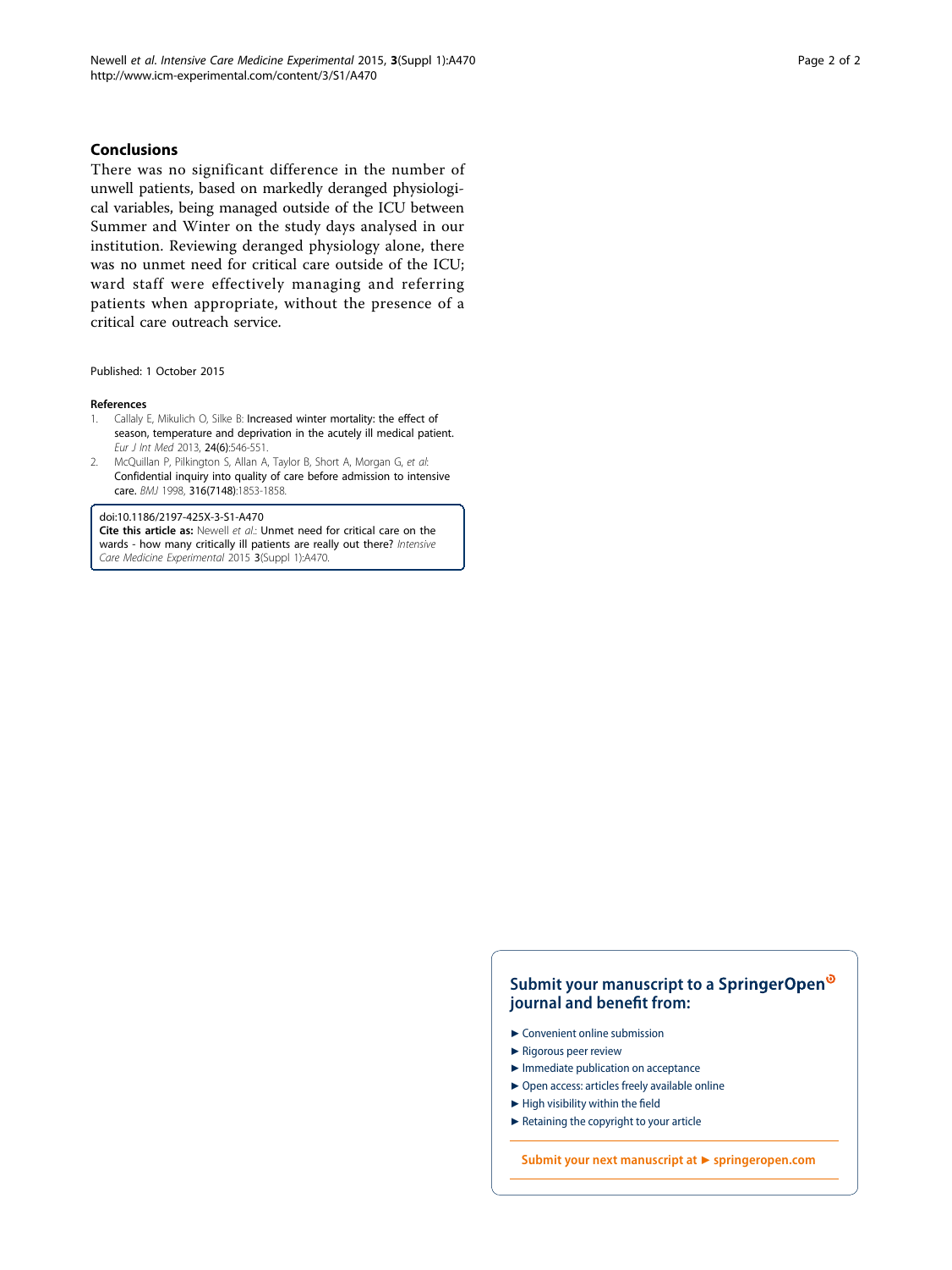## Conclusions

There was no significant difference in the number of unwell patients, based on markedly deranged physiological variables, being managed outside of the ICU between Summer and Winter on the study days analysed in our institution. Reviewing deranged physiology alone, there was no unmet need for critical care outside of the ICU; ward staff were effectively managing and referring patients when appropriate, without the presence of a critical care outreach service.

Published: 1 October 2015

### References

1. Callaly E, Mikulich O, Silke B: **Increased winter mortality: the effect of season, temperature and deprivation in the acutely ill medical patient.** *Eur J Int Med* 2013, **24(6)**:546-551.
2. McQuillan P, Pilkington S, Allan A, Taylor B, Short A, Morgan G, *et al*: **Confidential inquiry into quality of care before admission to intensive care.** *BMJ* 1998, **316(7148)**:1853-1858.

doi:10.1186/2197-425X-3-S1-A470
**Cite this article as:** Newell *et al.*: Unmet need for critical care on the wards - how many critically ill patients are really out there? *Intensive Care Medicine Experimental* 2015 **3**(Suppl 1):A470.

**Submit your manuscript to a SpringerOpen journal and benefit from:**

- ► Convenient online submission
- ► Rigorous peer review
- ► Immediate publication on acceptance
- ► Open access: articles freely available online
- ► High visibility within the field
- ► Retaining the copyright to your article

**Submit your next manuscript at ► springeropen.com**